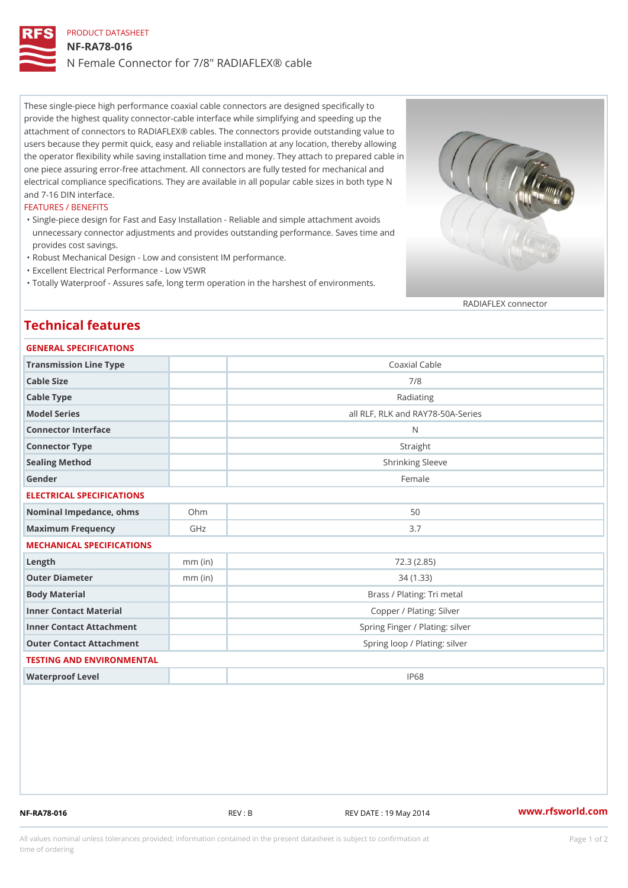PRODUCT DATASHEET

# NF-RA78-016

N Female Connector for 7/8" RADIAFLEX® cable

These single-piece high performance coaxial cable connectors are designed specifically to provide the highest quality connector-cable interface while simplifying and speeding up the attachment of connectors to RADIAFLEX® cables. The connectors provide outstanding value to users because they permit quick, easy and reliable installation at any location, thereby allowing the operator flexibility while saving installation time and money. They attach to prepared cable in one piece assuring error-free attachment. All connectors are fully tested for mechanical and electrical compliance specifications. They are available in all popular cable sizes in both type N and 7-16 DIN interface.

FEATURES / BENEFITS

- Single-piece design for Fast and Easy Installation - Reliable and simple attachment avoids unnecessary connector adjustments and provides outstanding performance. Saves time and provides cost savings.
- Robust Mechanical Design - Low and consistent IM performance.
- Excellent Electrical Performance - Low VSWR
- Totally Waterproof - Assures safe, long term operation in the harshest of environments.

RADIAFLEX connector

## Technical features

### GENERAL SPECIFICATIONS

| | | |
|---|---|---|
| Transmission Line Type | | Coaxial Cable |
| Cable Size | | 7/8 |
| Cable Type | | Radiating |
| Model Series | | all RLF, RLK and RAY78-50A-Series |
| Connector Interface | | N |
| Connector Type | | Straight |
| Sealing Method | | Shrinking Sleeve |
| Gender | | Female |

### ELECTRICAL SPECIFICATIONS

| | | |
|---|---|---|
| Nominal Impedance, ohms | Ohm | 50 |
| Maximum Frequency | GHz | 3.7 |

### MECHANICAL SPECIFICATIONS

| | | |
|---|---|---|
| Length | mm (in) | 72.3 (2.85) |
| Outer Diameter | mm (in) | 34 (1.33) |
| Body Material | | Brass / Plating: Tri metal |
| Inner Contact Material | | Copper / Plating: Silver |
| Inner Contact Attachment | | Spring Finger / Plating: silver |
| Outer Contact Attachment | | Spring loop / Plating: silver |

### TESTING AND ENVIRONMENTAL

| | | |
|---|---|---|
| Waterproof Level | | IP68 |

NF-RA78-016 REV : B REV DATE : 19 May 2014 www.rfsworld.com

All values nominal unless tolerances provided; information contained in the present datasheet is subject to confirmation at time of ordering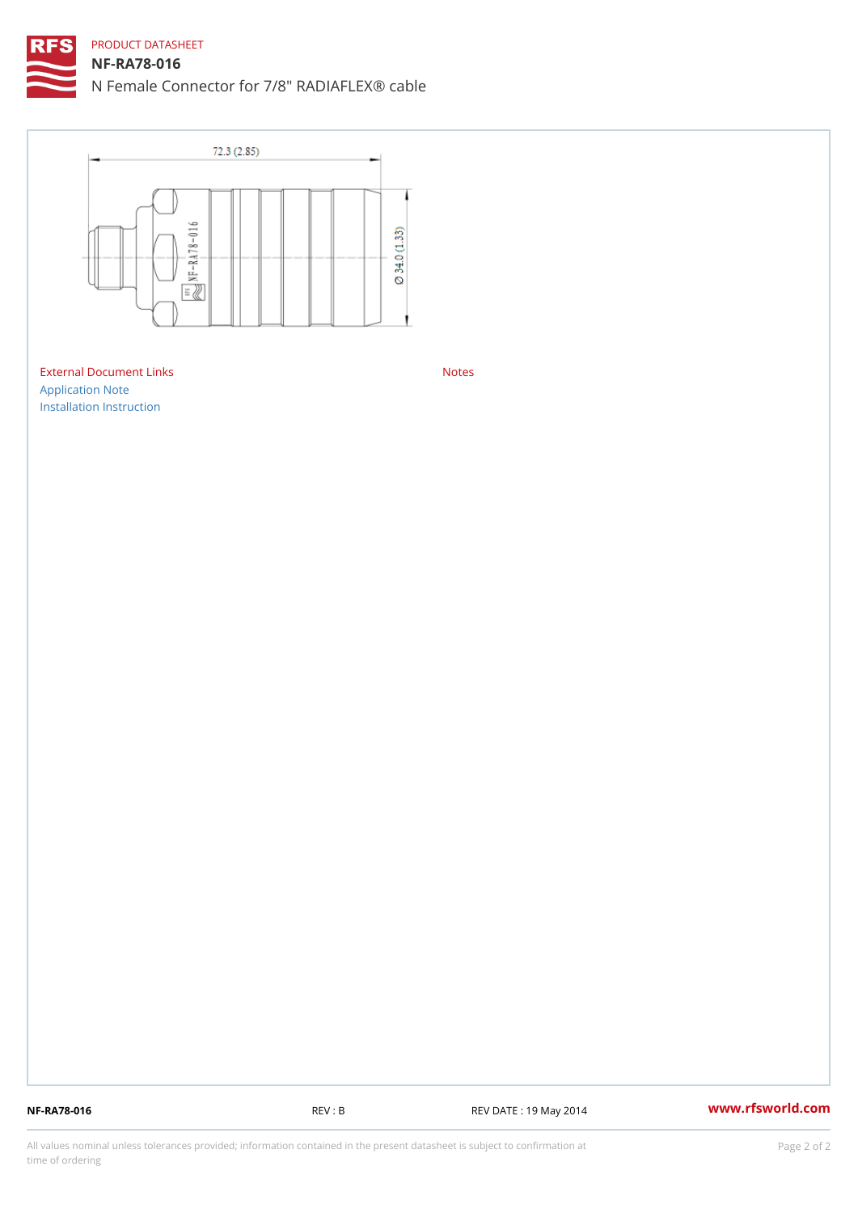PRODUCT DATASHEET

# NF-RA78-016

N Female Connector for 7/8" RADIAFLEX® cable

72.3 (2.85)

Ø 34.0 (1.33)

NF-RA78-016

External Document Links

Application Note

Installation Instruction

Notes

NF-RA78-016 REV : B REV DATE : 19 May 2014 www.rfsworld.com

All values nominal unless tolerances provided; information contained in the present datasheet is subject to confirmation at time of ordering